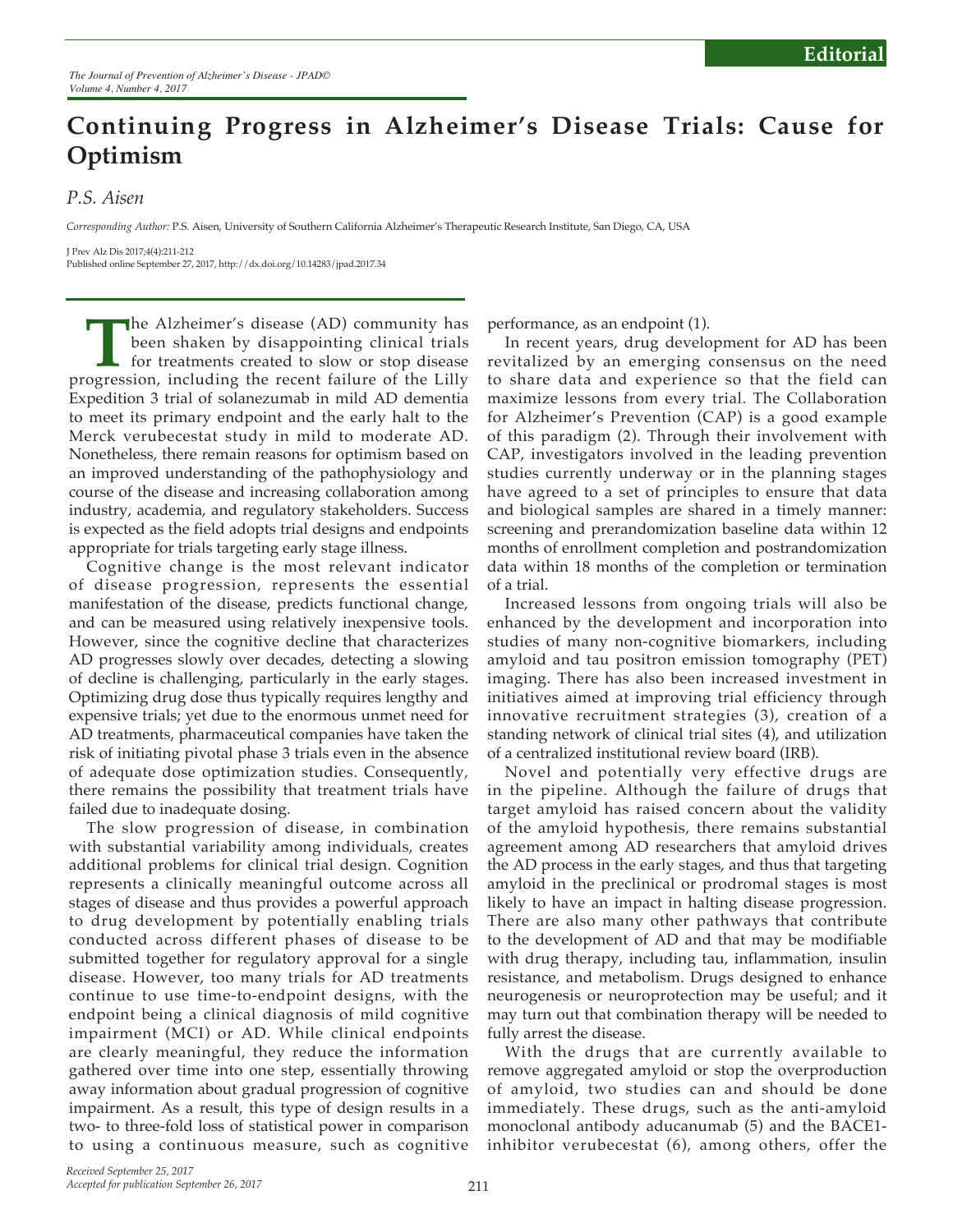Editorial

# Continuing Progress in Alzheimer's Disease Trials: Cause for Optimism

*P.S. Aisen*

*Corresponding Author:* P.S. Aisen, University of Southern California Alzheimer's Therapeutic Research Institute, San Diego, CA, USA

J Prev Alz Dis 2017;4(4):211-212
Published online September 27, 2017, http://dx.doi.org/10.14283/jpad.2017.34

The Alzheimer's disease (AD) community has been shaken by disappointing clinical trials for treatments created to slow or stop disease progression, including the recent failure of the Lilly Expedition 3 trial of solanezumab in mild AD dementia to meet its primary endpoint and the early halt to the Merck verubecestat study in mild to moderate AD. Nonetheless, there remain reasons for optimism based on an improved understanding of the pathophysiology and course of the disease and increasing collaboration among industry, academia, and regulatory stakeholders. Success is expected as the field adopts trial designs and endpoints appropriate for trials targeting early stage illness.

Cognitive change is the most relevant indicator of disease progression, represents the essential manifestation of the disease, predicts functional change, and can be measured using relatively inexpensive tools. However, since the cognitive decline that characterizes AD progresses slowly over decades, detecting a slowing of decline is challenging, particularly in the early stages. Optimizing drug dose thus typically requires lengthy and expensive trials; yet due to the enormous unmet need for AD treatments, pharmaceutical companies have taken the risk of initiating pivotal phase 3 trials even in the absence of adequate dose optimization studies. Consequently, there remains the possibility that treatment trials have failed due to inadequate dosing.

The slow progression of disease, in combination with substantial variability among individuals, creates additional problems for clinical trial design. Cognition represents a clinically meaningful outcome across all stages of disease and thus provides a powerful approach to drug development by potentially enabling trials conducted across different phases of disease to be submitted together for regulatory approval for a single disease. However, too many trials for AD treatments continue to use time-to-endpoint designs, with the endpoint being a clinical diagnosis of mild cognitive impairment (MCI) or AD. While clinical endpoints are clearly meaningful, they reduce the information gathered over time into one step, essentially throwing away information about gradual progression of cognitive impairment. As a result, this type of design results in a two- to three-fold loss of statistical power in comparison to using a continuous measure, such as cognitive performance, as an endpoint (1).

In recent years, drug development for AD has been revitalized by an emerging consensus on the need to share data and experience so that the field can maximize lessons from every trial. The Collaboration for Alzheimer's Prevention (CAP) is a good example of this paradigm (2). Through their involvement with CAP, investigators involved in the leading prevention studies currently underway or in the planning stages have agreed to a set of principles to ensure that data and biological samples are shared in a timely manner: screening and prerandomization baseline data within 12 months of enrollment completion and postrandomization data within 18 months of the completion or termination of a trial.

Increased lessons from ongoing trials will also be enhanced by the development and incorporation into studies of many non-cognitive biomarkers, including amyloid and tau positron emission tomography (PET) imaging. There has also been increased investment in initiatives aimed at improving trial efficiency through innovative recruitment strategies (3), creation of a standing network of clinical trial sites (4), and utilization of a centralized institutional review board (IRB).

Novel and potentially very effective drugs are in the pipeline. Although the failure of drugs that target amyloid has raised concern about the validity of the amyloid hypothesis, there remains substantial agreement among AD researchers that amyloid drives the AD process in the early stages, and thus that targeting amyloid in the preclinical or prodromal stages is most likely to have an impact in halting disease progression. There are also many other pathways that contribute to the development of AD and that may be modifiable with drug therapy, including tau, inflammation, insulin resistance, and metabolism. Drugs designed to enhance neurogenesis or neuroprotection may be useful; and it may turn out that combination therapy will be needed to fully arrest the disease.

With the drugs that are currently available to remove aggregated amyloid or stop the overproduction of amyloid, two studies can and should be done immediately. These drugs, such as the anti-amyloid monoclonal antibody aducanumab (5) and the BACE1-inhibitor verubecestat (6), among others, offer the

*Received September 25, 2017*
*Accepted for publication September 26, 2017*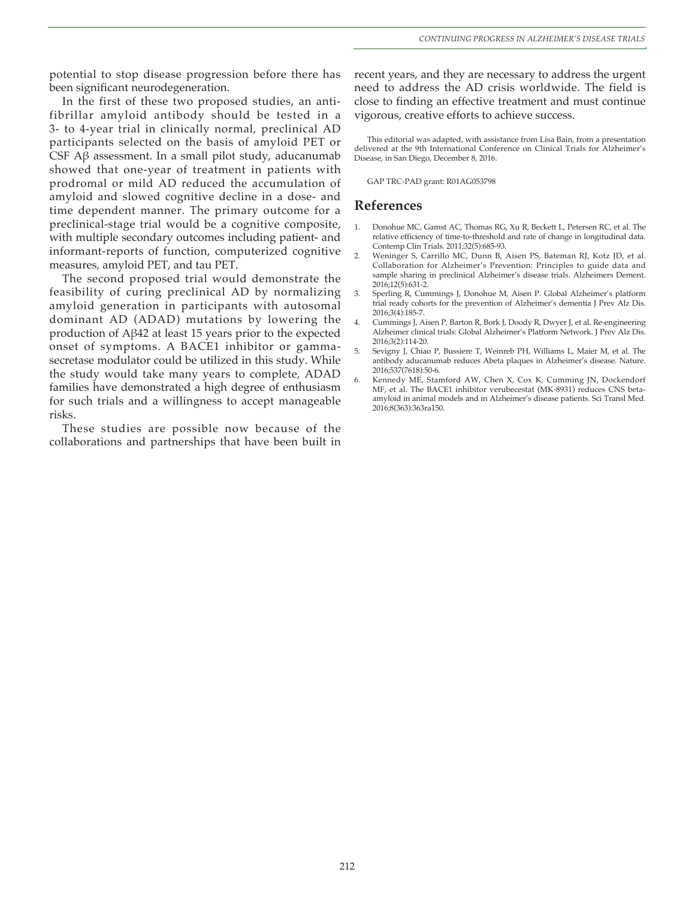potential to stop disease progression before there has been significant neurodegeneration.

In the first of these two proposed studies, an anti-fibrillar amyloid antibody should be tested in a 3- to 4-year trial in clinically normal, preclinical AD participants selected on the basis of amyloid PET or CSF Aβ assessment. In a small pilot study, aducanumab showed that one-year of treatment in patients with prodromal or mild AD reduced the accumulation of amyloid and slowed cognitive decline in a dose- and time dependent manner. The primary outcome for a preclinical-stage trial would be a cognitive composite, with multiple secondary outcomes including patient- and informant-reports of function, computerized cognitive measures, amyloid PET, and tau PET.

The second proposed trial would demonstrate the feasibility of curing preclinical AD by normalizing amyloid generation in participants with autosomal dominant AD (ADAD) mutations by lowering the production of Aβ42 at least 15 years prior to the expected onset of symptoms. A BACE1 inhibitor or gamma-secretase modulator could be utilized in this study. While the study would take many years to complete, ADAD families have demonstrated a high degree of enthusiasm for such trials and a willingness to accept manageable risks.

These studies are possible now because of the collaborations and partnerships that have been built in recent years, and they are necessary to address the urgent need to address the AD crisis worldwide. The field is close to finding an effective treatment and must continue vigorous, creative efforts to achieve success.

This editorial was adapted, with assistance from Lisa Bain, from a presentation delivered at the 9th International Conference on Clinical Trials for Alzheimer's Disease, in San Diego, December 8, 2016.

GAP TRC-PAD grant: R01AG053798

## References

1. Donohue MC, Gamst AC, Thomas RG, Xu R, Beckett L, Petersen RC, et al. The relative efficiency of time-to-threshold and rate of change in longitudinal data. Contemp Clin Trials. 2011;32(5):685-93.
2. Weninger S, Carrillo MC, Dunn B, Aisen PS, Bateman RJ, Kotz JD, et al. Collaboration for Alzheimer's Prevention: Principles to guide data and sample sharing in preclinical Alzheimer's disease trials. Alzheimers Dement. 2016;12(5):631-2.
3. Sperling R, Cummings J, Donohue M, Aisen P. Global Alzheimer's platform trial ready cohorts for the prevention of Alzheimer's dementia J Prev Alz Dis. 2016;3(4):185-7.
4. Cummings J, Aisen P, Barton R, Bork J, Doody R, Dwyer J, et al. Re-engineering Alzheimer clinical trials: Global Alzheimer's Platform Network. J Prev Alz Dis. 2016;3(2):114-20.
5. Sevigny J, Chiao P, Bussiere T, Weinreb PH, Williams L, Maier M, et al. The antibody aducanumab reduces Abeta plaques in Alzheimer's disease. Nature. 2016;537(7618):50-6.
6. Kennedy ME, Stamford AW, Chen X, Cox K, Cumming JN, Dockendorf MF, et al. The BACE1 inhibitor verubecestat (MK-8931) reduces CNS beta-amyloid in animal models and in Alzheimer's disease patients. Sci Transl Med. 2016;8(363):363ra150.